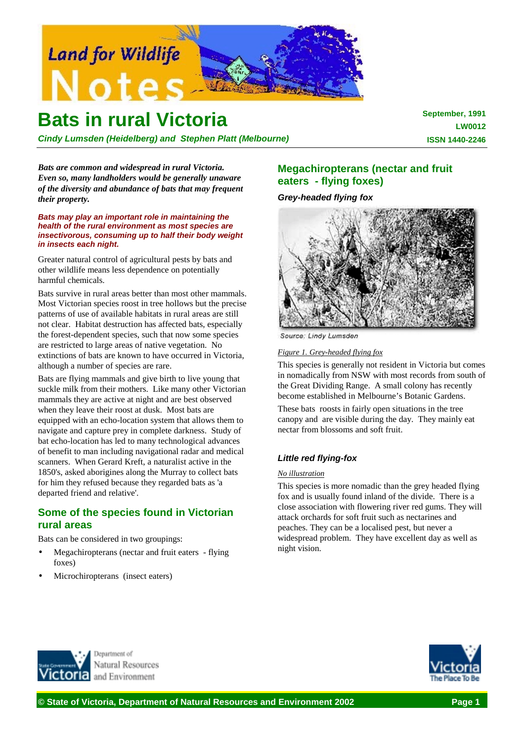# Bats in rural Victoria

*Cindy Lumsden (Heidelberg) and Stephen Platt (Melbourne)*

**September, 1991**
**LW0012**
**ISSN 1440-2246**

***Bats are common and widespread in rural Victoria. Even so, many landholders would be generally unaware of the diversity and abundance of bats that may frequent their property.***

***Bats may play an important role in maintaining the health of the rural environment as most species are insectivorous, consuming up to half their body weight in insects each night.***

Greater natural control of agricultural pests by bats and other wildlife means less dependence on potentially harmful chemicals.

Bats survive in rural areas better than most other mammals. Most Victorian species roost in tree hollows but the precise patterns of use of available habitats in rural areas are still not clear. Habitat destruction has affected bats, especially the forest-dependent species, such that now some species are restricted to large areas of native vegetation. No extinctions of bats are known to have occurred in Victoria, although a number of species are rare.

Bats are flying mammals and give birth to live young that suckle milk from their mothers. Like many other Victorian mammals they are active at night and are best observed when they leave their roost at dusk. Most bats are equipped with an echo-location system that allows them to navigate and capture prey in complete darkness. Study of bat echo-location has led to many technological advances of benefit to man including navigational radar and medical scanners. When Gerard Kreft, a naturalist active in the 1850's, asked aborigines along the Murray to collect bats for him they refused because they regarded bats as 'a departed friend and relative'.

## Some of the species found in Victorian rural areas

Bats can be considered in two groupings:

- Megachiropterans (nectar and fruit eaters - flying foxes)
- Microchiropterans (insect eaters)

## Megachiropterans (nectar and fruit eaters - flying foxes)

### *Grey-headed flying fox*

Source: Lindy Lumsden

*Figure 1. Grey-headed flying fox*

This species is generally not resident in Victoria but comes in nomadically from NSW with most records from south of the Great Dividing Range. A small colony has recently become established in Melbourne's Botanic Gardens.

These bats roosts in fairly open situations in the tree canopy and are visible during the day. They mainly eat nectar from blossoms and soft fruit.

### *Little red flying-fox*

*No illustration*

This species is more nomadic than the grey headed flying fox and is usually found inland of the divide. There is a close association with flowering river red gums. They will attack orchards for soft fruit such as nectarines and peaches. They can be a localised pest, but never a widespread problem. They have excellent day as well as night vision.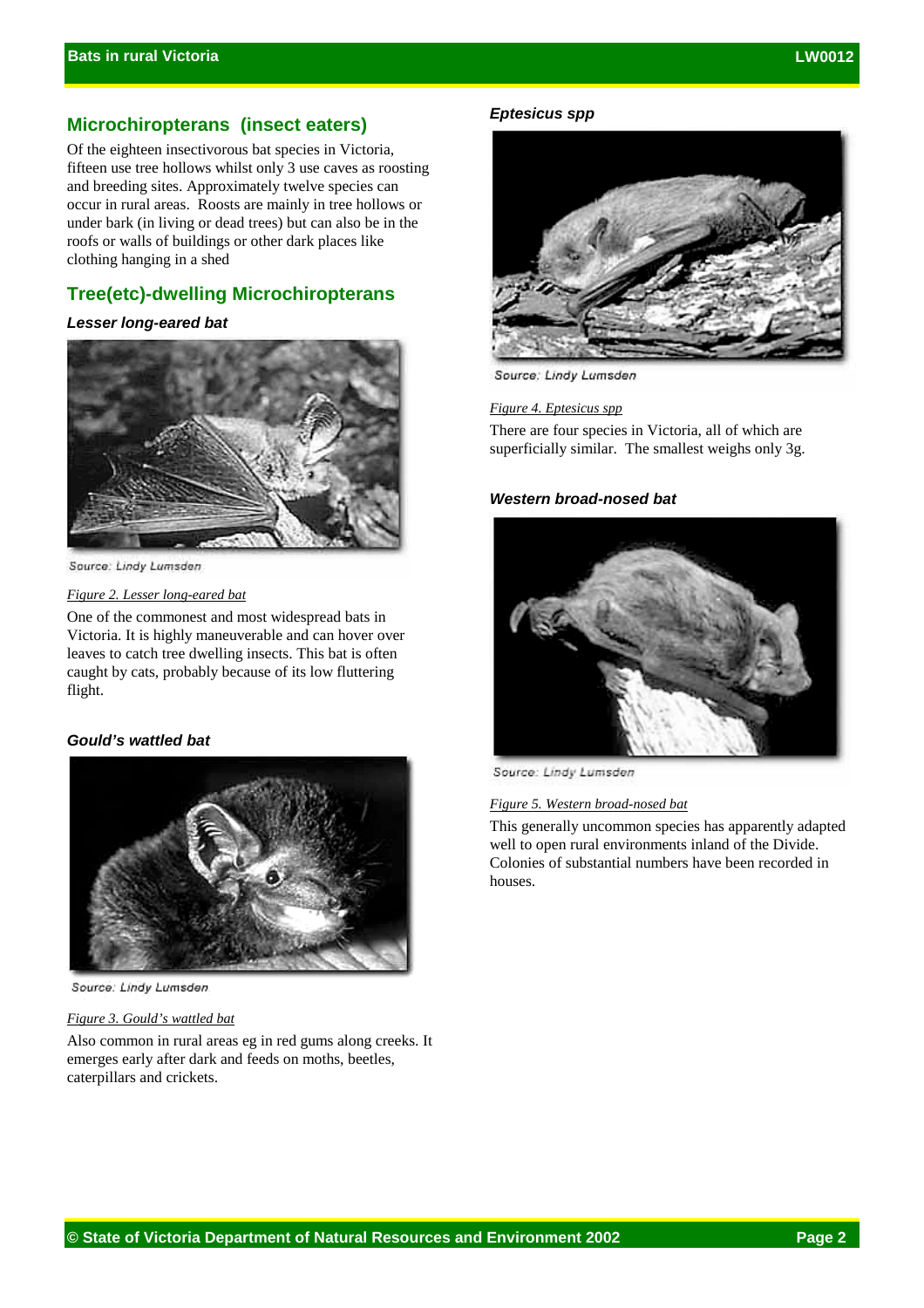## Microchiropterans (insect eaters)

Of the eighteen insectivorous bat species in Victoria, fifteen use tree hollows whilst only 3 use caves as roosting and breeding sites. Approximately twelve species can occur in rural areas. Roosts are mainly in tree hollows or under bark (in living or dead trees) but can also be in the roofs or walls of buildings or other dark places like clothing hanging in a shed

## Tree(etc)-dwelling Microchiropterans

### *Lesser long-eared bat*

Source: Lindy Lumsden

Figure 2. Lesser long-eared bat

One of the commonest and most widespread bats in Victoria. It is highly maneuverable and can hover over leaves to catch tree dwelling insects. This bat is often caught by cats, probably because of its low fluttering flight.

### *Gould's wattled bat*

Source: Lindy Lumsden

Figure 3. Gould's wattled bat

Also common in rural areas eg in red gums along creeks. It emerges early after dark and feeds on moths, beetles, caterpillars and crickets.

### *Eptesicus spp*

Source: Lindy Lumsden

Figure 4. Eptesicus spp

There are four species in Victoria, all of which are superficially similar. The smallest weighs only 3g.

### *Western broad-nosed bat*

Source: Lindy Lumsden

Figure 5. Western broad-nosed bat

This generally uncommon species has apparently adapted well to open rural environments inland of the Divide. Colonies of substantial numbers have been recorded in houses.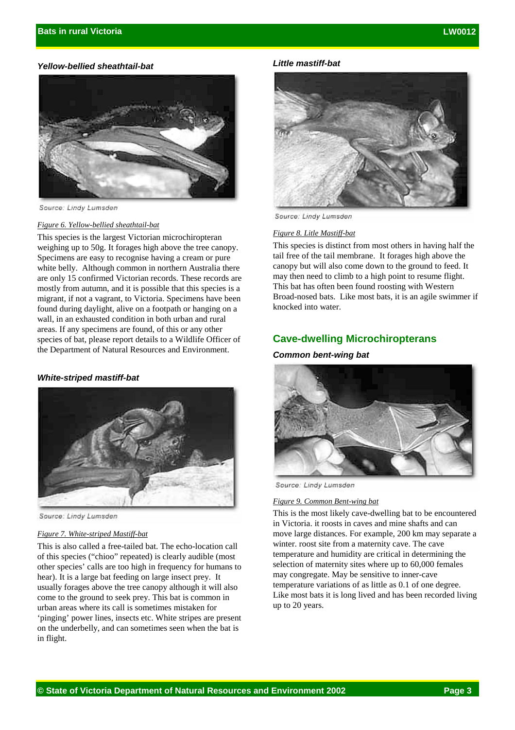### Yellow-bellied sheathtail-bat

Source: Lindy Lumsden

*Figure 6. Yellow-bellied sheathtail-bat*

This species is the largest Victorian microchiropteran weighing up to 50g. It forages high above the tree canopy. Specimens are easy to recognise having a cream or pure white belly. Although common in northern Australia there are only 15 confirmed Victorian records. These records are mostly from autumn, and it is possible that this species is a migrant, if not a vagrant, to Victoria. Specimens have been found during daylight, alive on a footpath or hanging on a wall, in an exhausted condition in both urban and rural areas. If any specimens are found, of this or any other species of bat, please report details to a Wildlife Officer of the Department of Natural Resources and Environment.

### White-striped mastiff-bat

Source: Lindy Lumsden

*Figure 7. White-striped Mastiff-bat*

This is also called a free-tailed bat. The echo-location call of this species ("chioo" repeated) is clearly audible (most other species' calls are too high in frequency for humans to hear). It is a large bat feeding on large insect prey. It usually forages above the tree canopy although it will also come to the ground to seek prey. This bat is common in urban areas where its call is sometimes mistaken for 'pinging' power lines, insects etc. White stripes are present on the underbelly, and can sometimes seen when the bat is in flight.

### Little mastiff-bat

Source: Lindy Lumsden

*Figure 8. Litle Mastiff-bat*

This species is distinct from most others in having half the tail free of the tail membrane. It forages high above the canopy but will also come down to the ground to feed. It may then need to climb to a high point to resume flight. This bat has often been found roosting with Western Broad-nosed bats. Like most bats, it is an agile swimmer if knocked into water.

## Cave-dwelling Microchiropterans

### Common bent-wing bat

Source: Lindy Lumsden

*Figure 9. Common Bent-wing bat*

This is the most likely cave-dwelling bat to be encountered in Victoria. it roosts in caves and mine shafts and can move large distances. For example, 200 km may separate a winter. roost site from a maternity cave. The cave temperature and humidity are critical in determining the selection of maternity sites where up to 60,000 females may congregate. May be sensitive to inner-cave temperature variations of as little as 0.1 of one degree. Like most bats it is long lived and has been recorded living up to 20 years.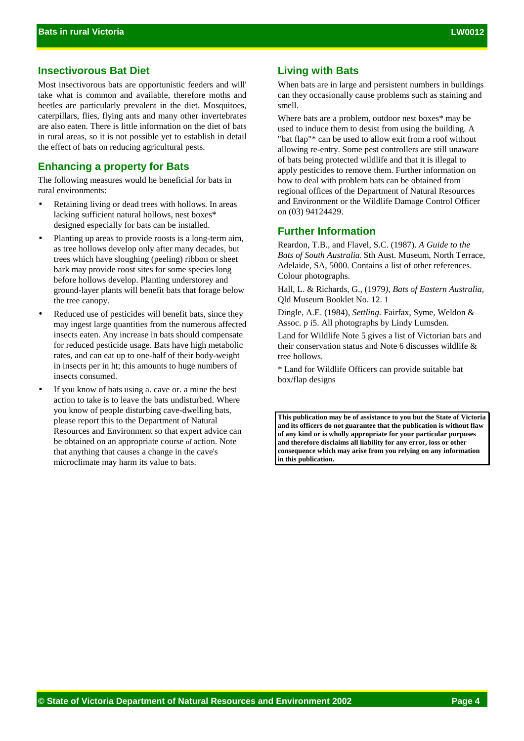## Insectivorous Bat Diet

Most insectivorous bats are opportunistic feeders and will' take what is common and available, therefore moths and beetles are particularly prevalent in the diet. Mosquitoes, caterpillars, flies, flying ants and many other invertebrates are also eaten. There is little information on the diet of bats in rural areas, so it is not possible yet to establish in detail the effect of bats on reducing agricultural pests.

## Enhancing a property for Bats

The following measures would he beneficial for bats in rural environments:

- Retaining living or dead trees with hollows. In areas lacking sufficient natural hollows, nest boxes* designed especially for bats can be installed.
- Planting up areas to provide roosts is a long-term aim, as tree hollows develop only after many decades, but trees which have sloughing (peeling) ribbon or sheet bark may provide roost sites for some species long before hollows develop. Planting understorey and ground-layer plants will benefit bats that forage below the tree canopy.
- Reduced use of pesticides will benefit bats, since they may ingest large quantities from the numerous affected insects eaten. Any increase in bats should compensate for reduced pesticide usage. Bats have high metabolic rates, and can eat up to one-half of their body-weight in insects per in ht; this amounts to huge numbers of insects consumed.
- If you know of bats using a. cave or. a mine the best action to take is to leave the bats undisturbed. Where you know of people disturbing cave-dwelling bats, please report this to the Department of Natural Resources and Environment so that expert advice can be obtained on an appropriate course of action. Note that anything that causes a change in the cave's microclimate may harm its value to bats.

## Living with Bats

When bats are in large and persistent numbers in buildings can they occasionally cause problems such as staining and smell.

Where bats are a problem, outdoor nest boxes* may be used to induce them to desist from using the building. A "bat flap"* can be used to allow exit from a roof without allowing re-entry. Some pest controllers are still unaware of bats being protected wildlife and that it is illegal to apply pesticides to remove them. Further information on how to deal with problem bats can be obtained from regional offices of the Department of Natural Resources and Environment or the Wildlife Damage Control Officer on (03) 94124429.

## Further Information

Reardon, T.B., and Flavel, S.C. (1987). *A Guide to the Bats of South Australia.* Sth Aust. Museum, North Terrace, Adelaide, SA, 5000. Contains a list of other references. Colour photographs.

Hall, L. & Richards, G., (1979), *Bats of Eastern Australia*, Qld Museum Booklet No. 12. 1

Dingle, A.E. (1984), *Settling.* Fairfax, Syme, Weldon & Assoc. p i5. All photographs by Lindy Lumsden.

Land for Wildlife Note 5 gives a list of Victorian bats and their conservation status and Note 6 discusses wildlife & tree hollows.

* Land for Wildlife Officers can provide suitable bat box/flap designs

**This publication may be of assistance to you but the State of Victoria and its officers do not guarantee that the publication is without flaw of any kind or is wholly appropriate for your particular purposes and therefore disclaims all liability for any error, loss or other consequence which may arise from you relying on any information in this publication.**